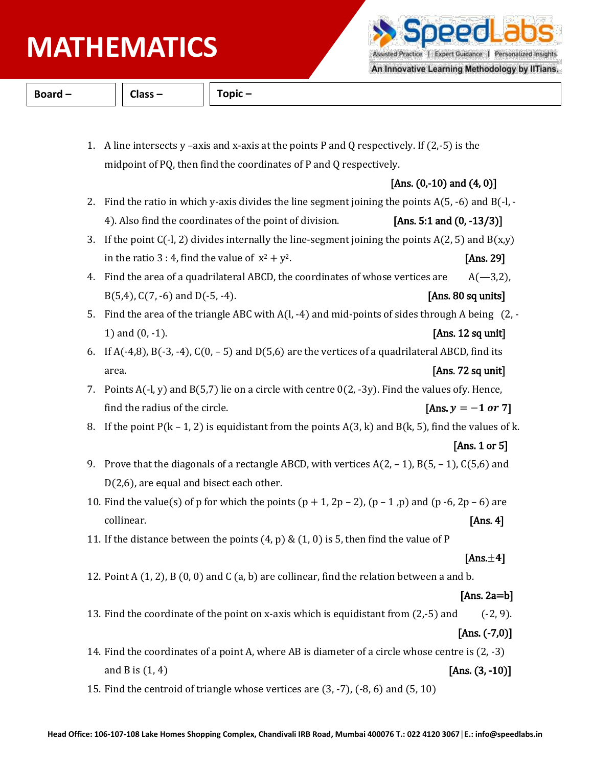# MATHEMATICS

| Board – | Class – | Topic – |
|---|---|---|

1. A line intersects y –axis and x-axis at the points P and Q respectively. If (2,-5) is the midpoint of PQ, then find the coordinates of P and Q respectively.

   [Ans. (0,-10) and (4, 0)]

2. Find the ratio in which y-axis divides the line segment joining the points A(5, -6) and B(-l, -4). Also find the coordinates of the point of division. [Ans. 5:1 and (0, -13/3)]

3. If the point C(-l, 2) divides internally the line-segment joining the points A(2, 5) and B(x,y) in the ratio 3 : 4, find the value of $x^2 + y^2$. [Ans. 29]

4. Find the area of a quadrilateral ABCD, the coordinates of whose vertices are A(—3,2), B(5,4), C(7, -6) and D(-5, -4). [Ans. 80 sq units]

5. Find the area of the triangle ABC with A(l, -4) and mid-points of sides through A being (2, -1) and (0, -1). [Ans. 12 sq unit]

6. If A(-4,8), B(-3, -4), C(0, – 5) and D(5,6) are the vertices of a quadrilateral ABCD, find its area. [Ans. 72 sq unit]

7. Points A(-l, y) and B(5,7) lie on a circle with centre 0(2, -3y). Find the values ofy. Hence, find the radius of the circle. [Ans. $y = -1$ *or* 7]

8. If the point P(k – 1, 2) is equidistant from the points A(3, k) and B(k, 5), find the values of k.

   [Ans. 1 or 5]

9. Prove that the diagonals of a rectangle ABCD, with vertices A(2, – 1), B(5, – 1), C(5,6) and D(2,6), are equal and bisect each other.

10. Find the value(s) of p for which the points (p + 1, 2p – 2), (p – 1 ,p) and (p -6, 2p – 6) are collinear. [Ans. 4]

11. If the distance between the points (4, p) & (1, 0) is 5, then find the value of P

    [Ans.$\pm 4$]

12. Point A (1, 2), B (0, 0) and C (a, b) are collinear, find the relation between a and b.

    [Ans. 2a=b]

13. Find the coordinate of the point on x-axis which is equidistant from (2,-5) and (-2, 9).

    [Ans. (-7,0)]

14. Find the coordinates of a point A, where AB is diameter of a circle whose centre is (2, -3) and B is (1, 4) [Ans. (3, -10)]

15. Find the centroid of triangle whose vertices are (3, -7), (-8, 6) and (5, 10)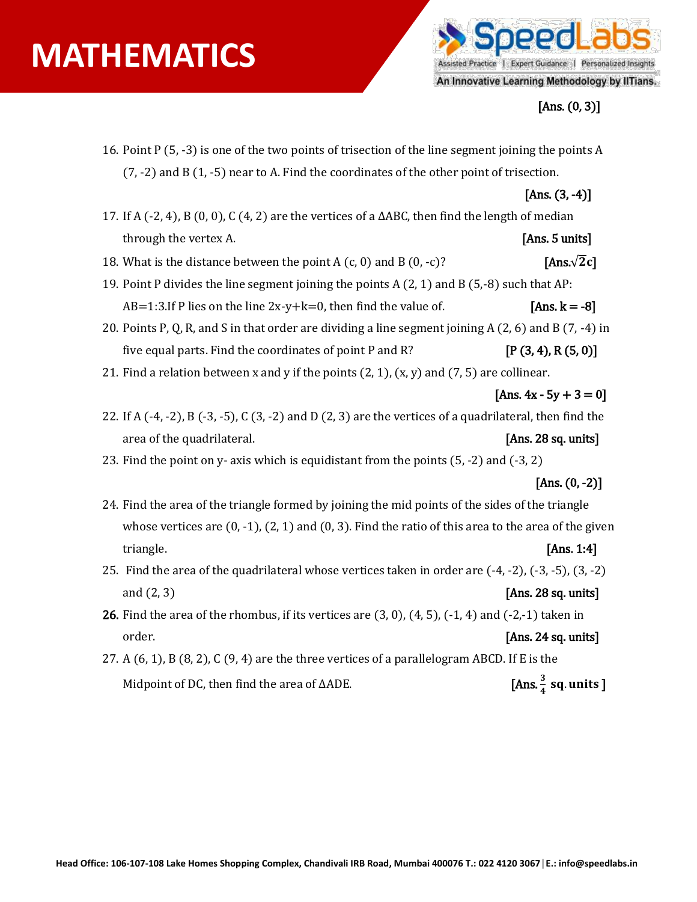[Ans. (0, 3)]

16. Point P (5, -3) is one of the two points of trisection of the line segment joining the points A (7, -2) and B (1, -5) near to A. Find the coordinates of the other point of trisection.
    [Ans. (3, -4)]
17. If A (-2, 4), B (0, 0), C (4, 2) are the vertices of a ΔABC, then find the length of median through the vertex A. [Ans. 5 units]
18. What is the distance between the point A (c, 0) and B (0, -c)? [Ans. $\sqrt{2}c$]
19. Point P divides the line segment joining the points A (2, 1) and B (5,-8) such that AP: AB=1:3.If P lies on the line 2x-y+k=0, then find the value of. [Ans. k = -8]
20. Points P, Q, R, and S in that order are dividing a line segment joining A (2, 6) and B (7, -4) in five equal parts. Find the coordinates of point P and R? [P (3, 4), R (5, 0)]
21. Find a relation between x and y if the points (2, 1), (x, y) and (7, 5) are collinear.
    [Ans. 4x - 5y + 3 = 0]
22. If A (-4, -2), B (-3, -5), C (3, -2) and D (2, 3) are the vertices of a quadrilateral, then find the area of the quadrilateral. [Ans. 28 sq. units]
23. Find the point on y- axis which is equidistant from the points (5, -2) and (-3, 2)
    [Ans. (0, -2)]
24. Find the area of the triangle formed by joining the mid points of the sides of the triangle whose vertices are (0, -1), (2, 1) and (0, 3). Find the ratio of this area to the area of the given triangle. [Ans. 1:4]
25. Find the area of the quadrilateral whose vertices taken in order are (-4, -2), (-3, -5), (3, -2) and (2, 3) [Ans. 28 sq. units]
26. Find the area of the rhombus, if its vertices are (3, 0), (4, 5), (-1, 4) and (-2,-1) taken in order. [Ans. 24 sq. units]
27. A (6, 1), B (8, 2), C (9, 4) are the three vertices of a parallelogram ABCD. If E is the Midpoint of DC, then find the area of ΔADE. [Ans. $\frac{3}{4}$ sq. units ]